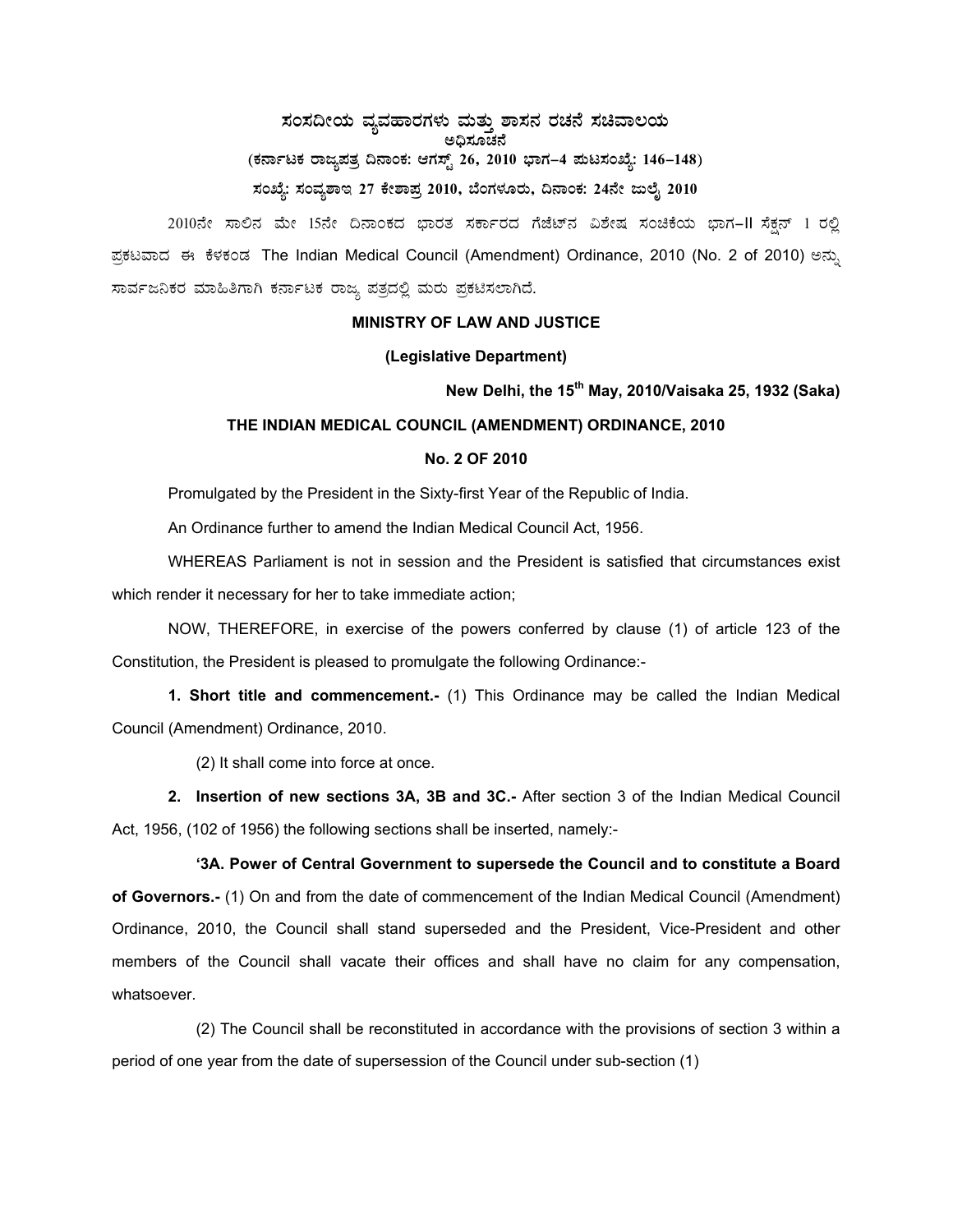# ಸಂಸದೀಯ ವ್ಯವಹಾರಗಳು ಮತ್ತು ಶಾಸನ ರಚನೆ ಸಚಿವಾಲಯ

**ಅಧಿಸೂಚನೆ**

**(ಕರ್ನಾಟಕ ರಾಜ್ಯಪತ್ರ ದಿನಾಂಕ: ಆಗಸ್ಟ್ 26, 2010 ಭಾಗ–4 ಪುಟಸಂಖ್ಯೆ: 146–148)**

**ಸಂಖ್ಯೆ: ಸಂವ್ಯಶಾಇ 27 ಕೇಶಾಪ್ರ 2010, ಬೆಂಗಳೂರು, ದಿನಾಂಕ: 24ನೇ ಜುಲೈ 2010**

2010ನೇ ಸಾಲಿನ ಮೇ 15ನೇ ದಿನಾಂಕದ ಭಾರತ ಸರ್ಕಾರದ ಗೆಜೆಟ್‌ನ ವಿಶೇಷ ಸಂಚಿಕೆಯ ಭಾಗ–II ಸೆಕ್ಷನ್ 1 ರಲ್ಲಿ ಪ್ರಕಟವಾದ ಈ ಕೆಳಕಂಡ The Indian Medical Council (Amendment) Ordinance, 2010 (No. 2 of 2010) ಅನ್ನು ಸಾರ್ವಜನಿಕರ ಮಾಹಿತಿಗಾಗಿ ಕರ್ನಾಟಕ ರಾಜ್ಯ ಪತ್ರದಲ್ಲಿ ಮರು ಪ್ರಕಟಿಸಲಾಗಿದೆ.

**MINISTRY OF LAW AND JUSTICE**

**(Legislative Department)**

**New Delhi, the 15th May, 2010/Vaisaka 25, 1932 (Saka)**

**THE INDIAN MEDICAL COUNCIL (AMENDMENT) ORDINANCE, 2010**

**No. 2 OF 2010**

Promulgated by the President in the Sixty-first Year of the Republic of India.

An Ordinance further to amend the Indian Medical Council Act, 1956.

WHEREAS Parliament is not in session and the President is satisfied that circumstances exist which render it necessary for her to take immediate action;

NOW, THEREFORE, in exercise of the powers conferred by clause (1) of article 123 of the Constitution, the President is pleased to promulgate the following Ordinance:-

**1. Short title and commencement.-** (1) This Ordinance may be called the Indian Medical Council (Amendment) Ordinance, 2010.

(2) It shall come into force at once.

**2. Insertion of new sections 3A, 3B and 3C.-** After section 3 of the Indian Medical Council Act, 1956, (102 of 1956) the following sections shall be inserted, namely:-

**'3A. Power of Central Government to supersede the Council and to constitute a Board of Governors.-** (1) On and from the date of commencement of the Indian Medical Council (Amendment) Ordinance, 2010, the Council shall stand superseded and the President, Vice-President and other members of the Council shall vacate their offices and shall have no claim for any compensation, whatsoever.

(2) The Council shall be reconstituted in accordance with the provisions of section 3 within a period of one year from the date of supersession of the Council under sub-section (1)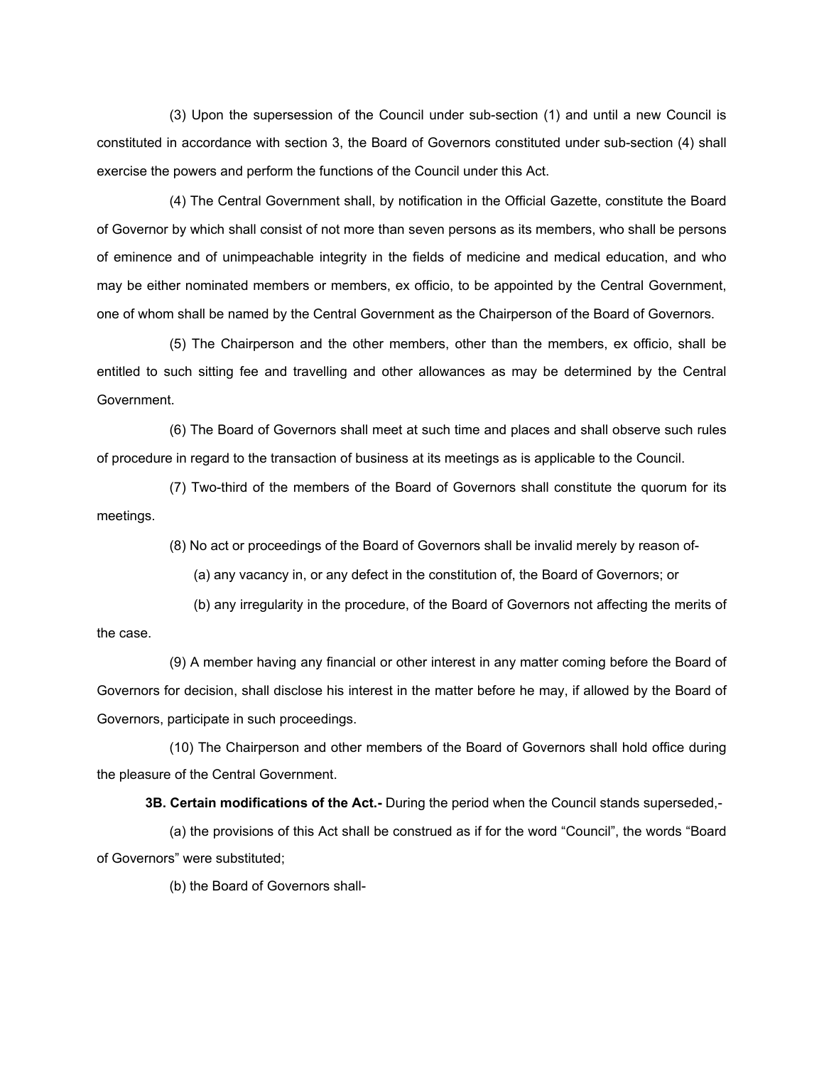(3) Upon the supersession of the Council under sub-section (1) and until a new Council is constituted in accordance with section 3, the Board of Governors constituted under sub-section (4) shall exercise the powers and perform the functions of the Council under this Act.

(4) The Central Government shall, by notification in the Official Gazette, constitute the Board of Governor by which shall consist of not more than seven persons as its members, who shall be persons of eminence and of unimpeachable integrity in the fields of medicine and medical education, and who may be either nominated members or members, ex officio, to be appointed by the Central Government, one of whom shall be named by the Central Government as the Chairperson of the Board of Governors.

(5) The Chairperson and the other members, other than the members, ex officio, shall be entitled to such sitting fee and travelling and other allowances as may be determined by the Central Government.

(6) The Board of Governors shall meet at such time and places and shall observe such rules of procedure in regard to the transaction of business at its meetings as is applicable to the Council.

(7) Two-third of the members of the Board of Governors shall constitute the quorum for its meetings.

(8) No act or proceedings of the Board of Governors shall be invalid merely by reason of-

(a) any vacancy in, or any defect in the constitution of, the Board of Governors; or

(b) any irregularity in the procedure, of the Board of Governors not affecting the merits of the case.

(9) A member having any financial or other interest in any matter coming before the Board of Governors for decision, shall disclose his interest in the matter before he may, if allowed by the Board of Governors, participate in such proceedings.

(10) The Chairperson and other members of the Board of Governors shall hold office during the pleasure of the Central Government.

**3B. Certain modifications of the Act.-** During the period when the Council stands superseded,-

(a) the provisions of this Act shall be construed as if for the word "Council", the words "Board of Governors" were substituted;

(b) the Board of Governors shall-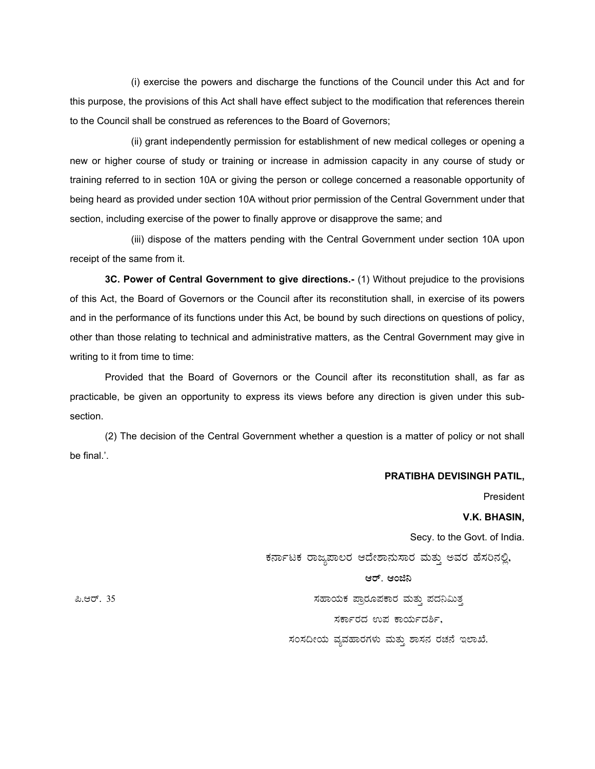(i) exercise the powers and discharge the functions of the Council under this Act and for this purpose, the provisions of this Act shall have effect subject to the modification that references therein to the Council shall be construed as references to the Board of Governors;

(ii) grant independently permission for establishment of new medical colleges or opening a new or higher course of study or training or increase in admission capacity in any course of study or training referred to in section 10A or giving the person or college concerned a reasonable opportunity of being heard as provided under section 10A without prior permission of the Central Government under that section, including exercise of the power to finally approve or disapprove the same; and

(iii) dispose of the matters pending with the Central Government under section 10A upon receipt of the same from it.

**3C. Power of Central Government to give directions.-** (1) Without prejudice to the provisions of this Act, the Board of Governors or the Council after its reconstitution shall, in exercise of its powers and in the performance of its functions under this Act, be bound by such directions on questions of policy, other than those relating to technical and administrative matters, as the Central Government may give in writing to it from time to time:

Provided that the Board of Governors or the Council after its reconstitution shall, as far as practicable, be given an opportunity to express its views before any direction is given under this sub-section.

(2) The decision of the Central Government whether a question is a matter of policy or not shall be final.'.

**PRATIBHA DEVISINGH PATIL,**

President

**V.K. BHASIN,**

Secy. to the Govt. of India.

ಕರ್ನಾಟಕ ರಾಜ್ಯಪಾಲರ ಆದೇಶಾನುಸಾರ ಮತ್ತು ಅವರ ಹೆಸರಿನಲ್ಲಿ,

**ಆರ್. ಆಂಜಿನಿ**

ಪಿ.ಆರ್. 35

ಸಹಾಯಕ ಪ್ರಾರೂಪಕಾರ ಮತ್ತು ಪದನಿಮಿತ್ತ

ಸರ್ಕಾರದ ಉಪ ಕಾರ್ಯದರ್ಶಿ,

ಸಂಸದೀಯ ವ್ಯವಹಾರಗಳು ಮತ್ತು ಶಾಸನ ರಚನೆ ಇಲಾಖೆ.